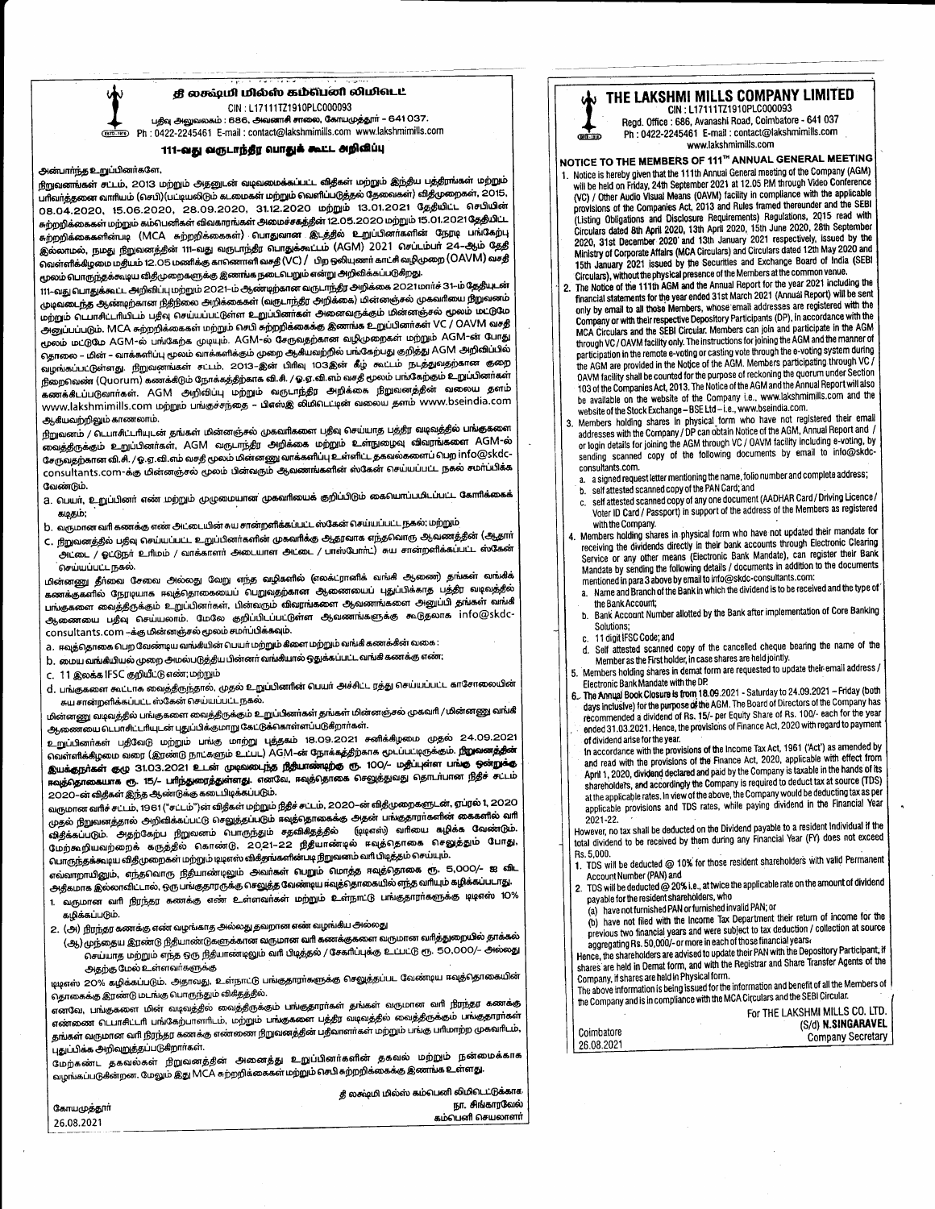# தி லக்ஷ்மி மில்ஸ் கம்பெனி லிமிடெட்

CIN : L17111TZ1910PLC000093

பதிவு அலுவலகம் : 686, அவனாசி சாலை, கோயமுத்தூர் - 641 037.

Ph : 0422-2245461 E-mail : contact@lakshmimills.com www.lakshmimills.com

## 111-வது வருடாந்திர பொதுக் கூட்ட அறிவிப்பு

அன்பார்ந்த உறுப்பினர்களே,

நிறுவனங்கள் சட்டம், 2013 மற்றும் அதனுடன் வடிவமைக்கப்பட்ட விதிகள் மற்றும் இந்திய பத்திரங்கள் மற்றும் பரிவர்த்தனை வாரியம் (செபி)(பட்டியலிடும் கடமைகள் மற்றும் வெளிப்படுத்தல் தேவைகள்) விதிமுறைகள், 2015, 08.04.2020, 15.06.2020, 28.09.2020, 31.12.2020 மற்றும் 13.01.2021 தேதியிட்ட செபியின் சுற்றறிக்கைகள் மற்றும் கம்பெனிகள் விவகாரங்கள் அமைச்சகத்தின் 12.05.2020 மற்றும் 15.01.2021 தேதியிட்ட சுற்றறிக்கைகளின்படி (MCA சுற்றறிக்கைகள்) பொதுவான இடத்தில் உறுப்பினர்களின் நேரடி பங்கேற்பு இல்லாமல், நமது நிறுவனத்தின் 111-வது வருடாந்திர பொதுக்கூட்டம் (AGM) 2021 செப்டம்பர் 24-ஆம் தேதி வெள்ளிக்கிழமை மதியம் 12.05 மணிக்கு காணொளி வசதி (VC) / பிற ஒலியுணர் காட்சி வழிமுறை (OAVM) வசதி மூலம் பொருந்தக்கூடிய விதிமுறைகளுக்கு இணங்க நடைபெறும் என்று அறிவிக்கப்படுகிறது.

111-வது பொதுக்கூட்ட அறிவிப்பு மற்றும் 2021-ம் ஆண்டிற்கான வருடாந்திர அறிக்கை 2021 மார்ச் 31-ம் தேதியுடன் முடிவடைந்த ஆண்டிற்கான நிதிநிலை அறிக்கைகள் (வருடாந்திர அறிக்கை) மின்னஞ்சல் முகவரியை நிறுவனம் மற்றும் டெபாசிட்டரியிடம் பதிவு செய்யப்பட்டுள்ள உறுப்பினர்கள் அனைவருக்கும் மின்னஞ்சல் மூலம் மட்டுமே அனுப்பப்படும். MCA சுற்றறிக்கைகள் மற்றும் செபி சுற்றறிக்கைக்கு இணங்க உறுப்பினர்கள் VC / OAVM வசதி மூலம் மட்டுமே AGM-ல் பங்கேற்க முடியும். AGM-ல் சேருவதற்கான வழிமுறைகள் மற்றும் AGM-ன் போது தொலை - மின் - வாக்களிப்பு மூலம் வாக்களிக்கும் முறை ஆகியவற்றில் பங்கேற்பது குறித்து AGM அறிவிப்பில் வழங்கப்பட்டுள்ளது. நிறுவனங்கள் சட்டம், 2013-இன் பிரிவு 103இன் கீழ் கூட்டம் நடத்துவதற்கான குறை நிறைவெண் (Quorum) கணக்கிடும் நோக்கத்திற்காக வி.சி. / ஓ.ஏ.வி.எம் வசதி மூலம் பங்கேற்கும் உறுப்பினர்கள் கணக்கிடப்படுவார்கள். AGM அறிவிப்பு மற்றும் வருடாந்திர அறிக்கை நிறுவனத்தின் வலைய தளம் www.lakshmimills.com மற்றும் பங்குச்சந்தை - பிஎஸ்இ லிமிடெட்டின் வலைய தளம் www.bseindia.com ஆகியவற்றிலும் காணலாம்.

நிறுவனம் / டெபாசிட்டரியுடன் தங்கள் மின்னஞ்சல் முகவரிகளை பதிவு செய்யாத பத்திர வடிவத்தில் பங்குகளை வைத்திருக்கும் உறுப்பினர்கள், AGM வருடாந்திர அறிக்கை மற்றும் உள்நுழைவு விவரங்களை AGM-ல் சேருவதற்கான வி.சி. / ஓ.ஏ.வி.எம் வசதி மூலம் மின்னணு வாக்களிப்பு உள்ளிட்ட தகவல்களைப் பெற info@skdc-consultants.com-க்கு மின்னஞ்சல் மூலம் பின்வரும் ஆவணங்களின் ஸ்கேன் செய்யப்பட்ட நகல் சமர்ப்பிக்க வேண்டும்.

a. பெயர், உறுப்பினர் எண் மற்றும் முழுமையான முகவரியைக் குறிப்பிடும் கையொப்பமிடப்பட்ட கோரிக்கைக் கடிதம்;

b. வருமான வரி கணக்கு எண் அட்டையின் சுய சான்றளிக்கப்பட்ட ஸ்கேன் செய்யப்பட்ட நகல்; மற்றும்

c. நிறுவனத்தில் பதிவு செய்யப்பட்ட உறுப்பினர்களின் முகவரிக்கு ஆதரவாக எந்தவொரு ஆவணத்தின் (ஆதார் அட்டை / ஓட்டுநர் உரிமம் / வாக்காளர் அடையாள அட்டை / பாஸ்போர்ட்) சுய சான்றளிக்கப்பட்ட ஸ்கேன் செய்யப்பட்ட நகல்.

மின்னணு தீர்வை சேவை அல்லது வேறு எந்த வழிகளில் (எலக்ட்ரானிக் வங்கி ஆணை) தங்கள் வங்கிக் கணக்குகளில் நேரடியாக ஈவுத்தொகையைப் பெறுவதற்கான ஆணையைப் புதுப்பிக்காத பத்திர வடிவத்தில் பங்குகளை வைத்திருக்கும் உறுப்பினர்கள், பின்வரும் விவரங்களை ஆவணங்களை அனுப்பி தங்கள் வங்கி ஆணையை பதிவு செய்யலாம். மேலே குறிப்பிடப்பட்டுள்ள ஆவணங்களுக்கு கூடுதலாக info@skdc-consultants.com -க்கு மின்னஞ்சல் மூலம் சமர்ப்பிக்கவும்.

a. ஈவுத்தொகை பெற வேண்டிய வங்கியின் பெயர் மற்றும் கிளை மற்றும் வங்கி கணக்கின் வகை :

b. மைய வங்கியியல் முறை அமல்படுத்திய பின்னர் வங்கியால் ஒதுக்கப்பட்ட வங்கி கணக்கு எண்;

c. 11 இலக்க IFSC குறியீட்டு எண்; மற்றும்

d. பங்குகளை கூட்டாக வைத்திருந்தால், முதல் உறுப்பினரின் பெயர் அச்சிட்ட ரத்து செய்யப்பட்ட காசோலையின் சுய சான்றளிக்கப்பட்ட ஸ்கேன் செய்யப்பட்ட நகல்.

மின்னணு வடிவத்தில் பங்குகளை வைத்திருக்கும் உறுப்பினர்கள் தங்கள் மின்னஞ்சல் முகவரி / மின்னணு வங்கி ஆணையை டெபாசிட்டரியுடன் புதுப்பிக்குமாறு கேட்டுக்கொள்ளப்படுகிறார்கள்.

உறுப்பினர்கள் பதிவேடு மற்றும் பங்கு மாற்று புத்தகம் 18.09.2021 சனிக்கிழமை முதல் 24.09.2021 வெள்ளிக்கிழமை வரை (இரண்டு நாட்களும் உட்பட) AGM-ன் நோக்கத்திற்காக மூடப்பட்டிருக்கும். **நிறுவனத்தின் இயக்குநர்கள் குழு 31.03.2021 உடன் முடிவடைந்த நிதியாண்டிற்கு ரூ. 100/- மதிப்புள்ள பங்கு ஒன்றுக்கு ஈவுத்தொகையாக ரூ. 15/- பரிந்துரைத்துள்ளது.** எனவே, ஈவுத்தொகை செலுத்துவது தொடர்பான நிதிச் சட்டம் 2020-ன் விதிகள் இந்த ஆண்டுக்கு கடைபிடிக்கப்படும்.

வருமான வரிச் சட்டம், 1961 ("சட்டம்")ன் விதிகள் மற்றும் நிதிச் சட்டம், 2020-ன் விதிமுறைகளுடன், ஏப்ரல் 1, 2020 முதல் நிறுவனத்தால் அறிவிக்கப்பட்டு செலுத்தப்படும் ஈவுத்தொகைக்கு அதன் பங்குதாரர்களின் கைகளில் வரி விதிக்கப்படும். அதற்கேற்ப நிறுவனம் பொருந்தும் தகவிகிதத்தில் (டிடிஎஸ்) வரியை கழிக்க வேண்டும். மேற்கூறியவற்றைக் கருத்தில் கொண்டு, 2021-22 நிதியாண்டில் ஈவுத்தொகை செலுத்தும் போது, பொருந்தக்கூடிய விதிமுறைகள் மற்றும் டிடிஎஸ் விகிதங்களின்படி நிறுவனம் வரி பிடித்தம் செய்யும்.

எவ்வாறாயினும், எந்தவொரு நிதியாண்டிலும் அவர்கள் பெறும் மொத்த ஈவுத்தொகை ரூ. 5,000/- ஐ விட அதிகமாக இல்லாவிட்டால், ஒரு பங்குதாரருக்கு செலுத்த வேண்டிய ஈவுத்தொகையில் எந்த வரியும் கழிக்கப்படாது.

1. வருமான வரி நிரந்தர கணக்கு எண் உள்ளவர்கள் மற்றும் உள்நாட்டு பங்குதாரர்களுக்கு டிடிஎஸ் 10% கழிக்கப்படும்.
2. (அ) நிரந்தர கணக்கு எண் வழங்காத அல்லது தவறான எண் வழங்கிய அல்லது

   (ஆ) முந்தைய இரண்டு நிதியாண்டுகளுக்கான வருமான வரி கணக்குகளை வருமான வரித்துறையில் தாக்கல் செய்யாத மற்றும் எந்த ஒரு நிதியாண்டிலும் வரி பிடித்தல் / சேகரிப்புக்கு உட்பட்டு ரூ. 50,000/- அல்லது அதற்கு மேல் உள்ளவர்களுக்கு

டிடிஎஸ் 20% கழிக்கப்படும். அதாவது, உள்நாட்டு பங்குதாரர்களுக்கு செலுத்தப்பட வேண்டிய ஈவுத்தொகையின் தொகைக்கு இரண்டு மடங்கு பொருந்தும் விகிதத்தில்.

எனவே, பங்குகளை மின் வடிவத்தில் வைத்திருக்கும் பங்குதாரர்கள் தங்கள் வருமான வரி நிரந்தர கணக்கு எண்ணை டெபாசிட்டரி பங்கேற்பாளரிடம், மற்றும் பங்குகளை பத்திர வடிவத்தில் வைத்திருக்கும் பங்குதாரர்கள் தங்கள் வருமான வரி நிரந்தர கணக்கு எண்ணை நிறுவனத்தின் பதிவாளர் மற்றும் பங்கு பரிமாற்ற முகவரிடம், புதுப்பிக்க அறிவுறுத்தப்படுகிறார்கள்.

மேற்கண்ட தகவல்கள் நிறுவனத்தின் அனைத்து உறுப்பினர்களின் தகவல் மற்றும் நன்மைக்காக வழங்கப்படுகின்றன. மேலும் இது MCA சுற்றறிக்கைகள் மற்றும் செபி சுற்றறிக்கைக்கு இணங்க உள்ளது.

தி லக்ஷ்மி மில்ஸ் கம்பெனி லிமிடெட்டுக்காக
நா. சிங்காரவேல்
கம்பெனி செயலாளர்

கோயமுத்தூர்
26.08.2021

---

# THE LAKSHMI MILLS COMPANY LIMITED

CIN : L17111TZ1910PLC000093

Regd. Office : 686, Avanashi Road, Coimbatore - 641 037

Ph : 0422-2245461 E-mail : contact@lakshmimills.com

www.lakshmimills.com

## NOTICE TO THE MEMBERS OF 111TH ANNUAL GENERAL MEETING

1. Notice is hereby given that the 111th Annual General meeting of the Company (AGM) will be held on Friday, 24th September 2021 at 12.05 P.M through Video Conference (VC) / Other Audio Visual Means (OAVM) facility in compliance with the applicable provisions of the Companies Act, 2013 and Rules framed thereunder and the SEBI (Listing Obligations and Disclosure Requirements) Regulations, 2015 read with Circulars dated 8th April 2020, 13th April 2020, 15th June 2020, 28th September 2020, 31st December 2020 and 13th January 2021 respectively, issued by the Ministry of Corporate Affairs (MCA Circulars) and Circulars dated 12th May 2020 and 15th January 2021 issued by the Securities and Exchange Board of India (SEBI Circulars), without the physical presence of the Members at the common venue.
2. The Notice of the 111th AGM and the Annual Report for the year 2021 including the financial statements for the year ended 31st March 2021 (Annual Report) will be sent only by email to all those Members, whose email addresses are registered with the Company or with their respective Depository Participants (DP), in accordance with the MCA Circulars and the SEBI Circular. Members can join and participate in the AGM through VC / OAVM facility only. The instructions for joining the AGM and the manner of participation in the remote e-voting or casting vote through the e-voting system during the AGM are provided in the Notice of the AGM. Members participating through VC / OAVM facility shall be counted for the purpose of reckoning the quorum under Section 103 of the Companies Act, 2013. The Notice of the AGM and the Annual Report will also be available on the website of the Company i.e., www.lakshmimills.com and the website of the Stock Exchange – BSE Ltd – i.e., www.bseindia.com.
3. Members holding shares in physical form who have not registered their email addresses with the Company / DP can obtain Notice of the AGM, Annual Report and / or login details for joining the AGM through VC / OAVM facility including e-voting, by sending scanned copy of the following documents by email to info@skdc-consultants.com.
   a. a signed request letter mentioning the name, folio number and complete address;
   b. self attested scanned copy of the PAN Card; and
   c. self attested scanned copy of any one document (AADHAR Card / Driving Licence / Voter ID Card / Passport) in support of the address of the Members as registered with the Company.
4. Members holding shares in physical form who have not updated their mandate for receiving the dividends directly in their bank accounts through Electronic Clearing Service or any other means (Electronic Bank Mandate), can register their Bank Mandate by sending the following details / documents in addition to the documents mentioned in para 3 above by email to info@skdc-consultants.com:
   a. Name and Branch of the Bank in which the dividend is to be received and the type of the Bank Account;
   b. Bank Account Number allotted by the Bank after implementation of Core Banking Solutions;
   c. 11 digit IFSC Code; and
   d. Self attested scanned copy of the cancelled cheque bearing the name of the Member as the First holder, in case shares are held jointly.
5. Members holding shares in demat form are requested to update their email address / Electronic Bank Mandate with the DP.
6. The Annual Book Closure is from 18.09.2021 - Saturday to 24.09.2021 – Friday (both days inclusive) for the purpose of the AGM. The Board of Directors of the Company has recommended a dividend of Rs. 15/- per Equity Share of Rs. 100/- each for the year ended 31.03.2021. Hence, the provisions of Finance Act, 2020 with regard to payment of dividend arise for the year.

In accordance with the provisions of the Income Tax Act, 1961 ('Act') as amended by and read with the provisions of the Finance Act, 2020, applicable with effect from April 1, 2020, dividend declared and paid by the Company is taxable in the hands of its shareholders, and accordingly the Company is required to deduct tax at source (TDS) at the applicable rates. In view of the above, the Company would be deducting tax as per applicable provisions and TDS rates, while paying dividend in the Financial Year 2021-22.

However, no tax shall be deducted on the Dividend payable to a resident Individual if the total dividend to be received by them during any Financial Year (FY) does not exceed Rs. 5,000.

1. TDS will be deducted @ 10% for those resident shareholders with valid Permanent Account Number (PAN) and
2. TDS will be deducted @ 20% i.e., at twice the applicable rate on the amount of dividend payable for the resident shareholders, who
   (a) have not furnished PAN or furnished invalid PAN; or
   (b) have not filed with the Income Tax Department their return of income for the previous two financial years and were subject to tax deduction / collection at source aggregating Rs. 50,000/- or more in each of those financial years.

Hence, the shareholders are advised to update their PAN with the Depository Participant, if shares are held in Demat form, and with the Registrar and Share Transfer Agents of the Company, if shares are held in Physical form.

The above information is being issued for the information and benefit of all the Members of the Company and is in compliance with the MCA Circulars and the SEBI Circular.

For THE LAKSHMI MILLS CO. LTD.
(S/d) N.SINGARAVEL
Company Secretary

Coimbatore
26.08.2021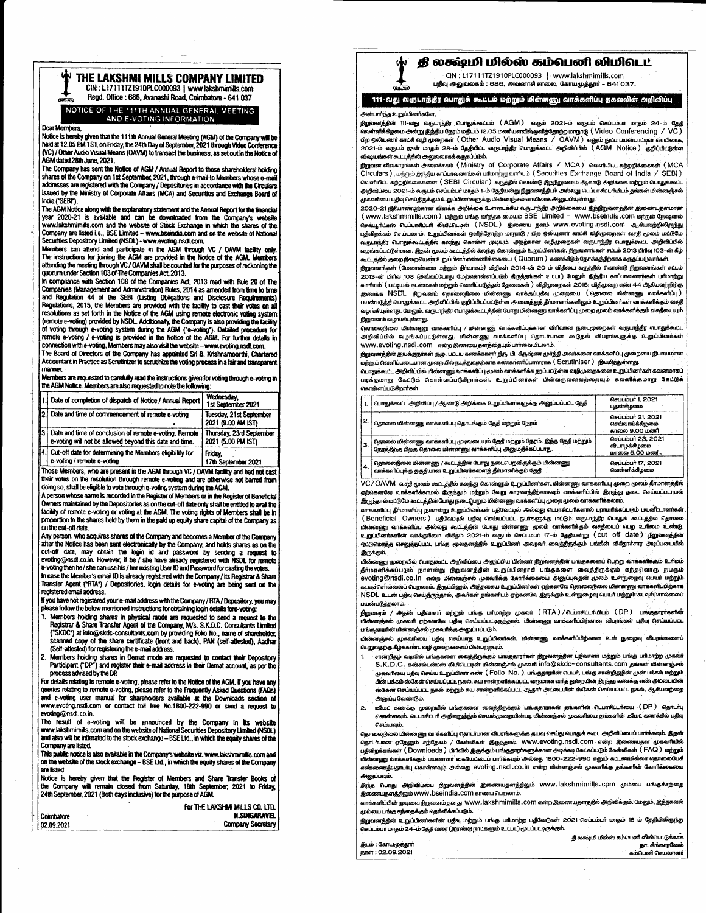# THE LAKSHMI MILLS COMPANY LIMITED

CIN : L17111TZ1910PLC000093 | www.lakshmimills.com

Regd. Office : 686, Avanashi Road, Coimbatore - 641 037

## NOTICE OF THE 111TH ANNUAL GENERAL MEETING AND E-VOTING INFORMATION

Dear Members,

Notice is hereby given that the 111th Annual General Meeting (AGM) of the Company will be held at 12.05 P.M IST, on Friday, the 24th Day of September, 2021 through Video Conference (VC) / Other Audio Visual Means (OAVM) to transact the business, as set out in the Notice of AGM dated 28th June, 2021.

The Company has sent the Notice of AGM / Annual Report to those shareholders' holding shares of the Company on 1st September, 2021, through e-mail to Members whose e-mail addresses are registered with the Company / Depositories in accordance with the Circulars issued by the Ministry of Corporate Affairs (MCA) and Securities and Exchange Board of India ("SEBI").

The AGM Notice along with the explanatory statement and the Annual Report for the financial year 2020-21 is available and can be downloaded from the Company's website www.lakshmimills.com and the website of Stock Exchange in which the shares of the Company are listed i.e., BSE Limited – www.bseindia.com and on the website of National Securities Depository Limited (NSDL) - www.evoting.nsdl.com.

Members can attend and participate in the AGM through VC / OAVM facility only. The instructions for joining the AGM are provided in the Notice of the AGM. Members attending the meeting through VC / OAVM shall be counted for the purposes of reckoning the quorum under Section 103 of The Companies Act, 2013.

In compliance with Section 108 of the Companies Act, 2013 read with Rule 20 of The Companies (Management and Administration) Rules, 2014 as amended from time to time and Regulation 44 of the SEBI (Listing Obligations and Disclosure Requirements) Regulations, 2015, the Members are provided with the facility to cast their votes on all resolutions as set forth in the Notice of the AGM using remote electronic voting system (remote e-voting) provided by NSDL. Additionally, the Company is also providing the facility of voting through e-voting system during the AGM ("e-voting"). Detailed procedure for remote e-voting / e-voting is provided in the Notice of the AGM. For further details in connection with e-voting, Members may also visit the website – www.evoting.nsdl.com.

The Board of Directors of the Company has appointed Sri B. Krishnamoorthi, Chartered Accountant in Practice as Scrutinizer to scrutinize the voting process in a fair and transparent manner.

Members are requested to carefully read the instructions given for voting through e-voting in the AGM Notice. Members are also requested to note the following:

| | | |
|---|---|---|
| 1. | Date of completion of dispatch of Notice / Annual Report | Wednesday, 1st September 2021 |
| 2. | Date and time of commencement of remote e-voting | Tuesday, 21st September 2021 (9.00 AM IST) |
| 3. | Date and time of conclusion of remote e-voting. Remote e-voting will not be allowed beyond this date and time. | Thursday, 23rd September 2021 (5.00 PM IST) |
| 4. | Cut-off date for determining the Members eligibility for e-voting / remote e-voting | Friday, 17th September 2021 |

Those Members, who are present in the AGM through VC / OAVM facility and had not cast their votes on the resolution through remote e-voting and are otherwise not barred from doing so, shall be eligible to vote through e-voting system during the AGM.

A person whose name is recorded in the Register of Members or in the Register of Beneficial Owners maintained by the Depositories as on the cut-off date only shall be entitled to avail the facility of remote e-voting or voting at the AGM. The voting rights of Members shall be in proportion to the shares held by them in the paid up equity share capital of the Company as on the cut-off date.

Any person, who acquires shares of the Company and becomes a Member of the Company after the Notice has been sent electronically by the Company, and holds shares as on the cut-off date, may obtain the login id and password by sending a request to evoting@nsdl.co.in. However, if he / she have already registered with NSDL for remote e-voting then he / she can use his / her existing User ID and Password for casting the votes.

In case the Member's email ID is already registered with the Company / its Registrar & Share Transfer Agent ("RTA") / Depositories, login details for e-voting are being sent on the registered email address.

If you have not registered your e-mail address with the Company / RTA / Depository, you may please follow the below mentioned instructions for obtaining login details fore-voting:

1. Members holding shares in physical mode are requested to send a request to the Registrar & Share Transfer Agent of the Company, M/s. S.K.D.C. Consultants Limited ("SKDC") at info@skdc-consultants.com by providing Folio No., name of shareholder, scanned copy of the share certificate (front and back), PAN (self-attested), Aadhar (Self-attested) for registering the e-mail address.
2. Members holding shares in Demat mode are requested to contact their Depository Participant ("DP") and register their e-mail address in their Demat account, as per the process advised by the DP.

For details relating to remote e-voting, please refer to the Notice of the AGM. If you have any queries relating to remote e-voting, please refer to the Frequently Asked Questions (FAQs) and e-voting user manual for shareholders available at the Downloads section of www.evoting.nsdl.com or contact toll free No.1800-222-990 or send a request to evoting@nsdl.co.in.

The result of e-voting will be announced by the Company in its website www.lakshmimills.com and on the website of National Securities Depository Limited (NSDL) and also will be intimated to the stock exchange – BSE Ltd., in which the equity shares of the Company are listed.

This public notice is also available in the Company's website viz. www.lakshmimills.com and on the website of the stock exchange – BSE Ltd., in which the equity shares of the Company are listed.

Notice is hereby given that the Register of Members and Share Transfer Books of the Company will remain closed from Saturday, 18th September, 2021 to Friday, 24th September, 2021 (Both days inclusive) for the purpose of AGM.

For THE LAKSHMI MILLS CO. LTD.

Coimbatore
02.09.2021

**N.SINGARAVEL**
Company Secretary

---

# தி லக்ஷ்மி மில்ஸ் கம்பெனி லிமிடெட்

CIN : L17111TZ1910PLC000093 | www.lakshmimills.com

பதிவு அலுவலகம் : 686, அவனாசி சாலை, கோயமுத்தூர் - 641 037.

## 111-வது வருடாந்திர பொதுக் கூட்டம் மற்றும் மின்னணு வாக்களிப்பு தகவலின் அறிவிப்பு

அன்பார்ந்த உறுப்பினர்களே,

நிறுவனத்தின் 111-வது வருடாந்திர பொதுக்கூட்டம் (AGM) வரும் 2021-ம் வருடம் செப்டம்பர் மாதம் 24-ம் தேதி வெள்ளிக்கிழமை அன்று இந்திய நேரம் மதியம் 12.05 மணியளவில்ஒளித்தோற்ற மாநாடு (Video Conferencing / VC) பிற ஒலிஒளி காட்சி வழி முறைகள் (Other Audio Visual Means / OAVM) எனும் நுட்ப பயன்பாட்டின் வாயிலாக, 2021-ம் வருடம் ஜூன் மாதம் 28-ம் தேதியிட்ட வருடாந்திர பொதுக்கூட்ட அறிவிப்பில் (AGM Notice) குறிப்பிட்டுள்ள விஷயங்கள் கூட்டத்தின் அலுவலாகக் கருதப்படும்.

நிறுவன விவகாரங்கள் அமைச்சகம் (Ministry of Corporate Affairs / MCA) வெளியிட்ட சுற்றறிக்கைகள் (MCA Circulars), மற்றும் இந்திய காப்பாவணங்கள் பரிமாற்ற வாரியம் (Securities Exchange Board of India / SEBI) வெளியிட்ட சுற்றறிக்கைகளை (SEBI Circular) கருத்தில் கொண்டு இந்நிறுவனம் ஆண்டு அறிக்கை மற்றும் பொதுக்கூட்ட அறிவிப்பை 2021-ம் வருடம் செப்டம்பர் மாதம் 1-ம் தேதியன்று நிறுவனத்திடம் அல்லது டெபாசிட்டரியிடம் தங்கள் மின்னஞ்சல் முகவரியை பதிவு செய்திருக்கும் உறுப்பினர்களுக்கு மின்னஞ்சல் வாயிலாக அனுப்பியுள்ளது.

2020-21 நிதியாண்டிற்கான விளக்க அறிக்கை உள்ளடக்கிய வருடாந்திர அறிக்கையை இந்நிறுவனத்தின் இணையதளமான (www.lakshmimills.com) மற்றும் பங்கு வர்த்தக மையம் BSE Limited – www.bseindia.com மற்றும் நேஷனல் செக்யூரிட்டீஸ் டெபாசிட்டரி லிமிடெடின் (NSDL) இணைய தளம் www.evoting.nsdl.com ஆகியவற்றிலிருந்து பதிவிறக்கம் செய்யலாம். உறுப்பினர்கள் ஒளித்தோற்ற மாநாடு / பிற ஒலிஒளி காட்சி வழிமுறைகள் வசதி மூலம் மட்டுமே வருடாந்திர பொதுக்கூட்டத்தில் கலந்து கொள்ள முடியும். அதற்கான வழிமுறைகள் வருடாந்திர பொதுக்கூட்ட அறிவிப்பில் வழங்கப்பட்டுள்ளன. இதன் மூலம் கூட்டத்தில் கலந்து கொள்ளும் உறுப்பினர்கள், நிறுவனங்கள் சட்டம் 2013 பிரிவு 103-ன் கீழ் கூட்டத்தின் குறை நிறைவெண் உறுப்பினர் எண்ணிக்கையை (Quorum) கணக்கிடும் நோக்கத்திற்காக கருதப்படுவார்கள்.

நிறுவனங்கள் (மேலாண்மை மற்றும் நிர்வாகம்) விதிகள் 2014-ன் 20-ம் விதியை கருத்தில் கொண்டு நிறுவனங்கள் சட்டம் 2013-ன் பிரிவு 108 (அவ்வப்போது மேற்கொள்ளப்படும் திருத்தங்கள் உட்பட) மேலும் இந்திய காப்பாவணங்கள் பரிமாற்று வாரியம் (பட்டியல் கடமைகள் மற்றும் வெளிப்படுத்தல் தேவைகள்) விதிமுறைகள் 2015, விதிமுறை எண் 44 ஆகியவற்றிற்கு இணங்க NSDL நிறுவனம் தொலைநிலை மின்னணு வாக்குப்பதிவு முறையை (தொலை மின்னணு வாக்களிப்பு) பயன்படுத்தி பொதுக்கூட்ட அறிவிப்பில் குறிப்பிடப்பட்டுள்ள அனைத்துத் தீர்மானங்களிலும் உறுப்பினர்கள் வாக்களிக்கும் வசதி வழங்கியுள்ளது. மேலும், வருடாந்திர பொதுக்கூட்டத்தின் போது மின்னணு வாக்களிப்பு முறை மூலம் வாக்களிக்கும் வசதியையும் நிறுவனம் வழங்கியுள்ளது.

தொலைநிலை மின்னணு வாக்களிப்பு / மின்னணு வாக்களிப்புக்கான விரிவான நடைமுறைகள் வருடாந்திர பொதுக்கூட்ட அறிவிப்பில் வழங்கப்பட்டுள்ளது. மின்னணு வாக்களிப்பு தொடர்பான கூடுதல் விவரங்களுக்கு உறுப்பினர்கள் www.evoting.nsdl.com என்ற இணைய தளத்தையும் பார்வையிடலாம்.

நிறுவனத்தின் இயக்குநர்கள் குழு, பட்டய கணக்காளர் திரு. பி. கிருஷ்ண மூர்த்தி அவர்களை வாக்களிப்பு முறையை நியாயமான மற்றும் வெளிப்படையான முறையில் நடத்துவதற்காக கண்காணிப்பாளராக (Scrutiniser) நியமித்துள்ளது.

பொதுக்கூட்ட அறிவிப்பில் மின்னணு வாக்களிப்பு மூலம் வாக்களிக்க தரப்பட்டுள்ள வழிமுறைகளை உறுப்பினர்கள் கவனமாகப் படிக்குமாறு கேட்டுக் கொள்ளப்படுகிறார்கள். உறுப்பினர்கள் பின்வருவனவற்றையும் கவனிக்குமாறு கேட்டுக் கொள்ளப்படுகிறார்கள்.

| | | |
|---|---|---|
| 1. | பொதுக்கூட்ட அறிவிப்பு / ஆண்டு அறிக்கை உறுப்பினர்களுக்கு அனுப்பப்பட்ட தேதி | செப்டம்பர் 1, 2021 புதன்கிழமை |
| 2. | தொலை மின்னணு வாக்களிப்பு தொடங்கும் தேதி மற்றும் நேரம் | செப்டம்பர் 21, 2021 செவ்வாய்க்கிழமை காலை 9.00 மணி |
| 3. | தொலை மின்னணு வாக்களிப்பு முடிவடையும் தேதி மற்றும் நேரம். இந்த தேதி மற்றும் நேரத்திற்கு பிறகு தொலை மின்னணு வாக்களிப்பு அனுமதிக்கப்படாது. | செப்டம்பர் 23, 2021 வியாழக்கிழமை மாலை 5.00 மணி. |
| 4. | தொலைநிலை மின்னணு / கூட்டத்தின் போது நடைபெறவிருக்கும் மின்னணு வாக்களிப்புக்கு தகுதியான உறுப்பினர்களைத் தீர்மானிக்கும் தேதி | செப்டம்பர் 17, 2021 வெள்ளிக்கிழமை |

VC/OAVM வசதி மூலம் கூட்டத்தில் கலந்து கொண்டிருக்கும் உறுப்பினர்கள், மின்னணு வாக்களிப்பு முறை மூலம் தீர்மானத்தில் ஏற்கனவே வாக்களிக்காமல் இருந்தும் மற்றும் வேறு காரணத்திற்காகவும் வாக்களிப்பில் இருந்து தடை செய்யப்படாமல் இருந்தால் மட்டுமே கூட்டத்தின் போது நடைபெறும் மின்னணு வாக்களிப்பு முறை மூலம் வாக்களிக்கலாம்.

வாக்களிப்பு தீர்மானிப்பு நாளன்று உறுப்பினர்கள் பதிவேட்டில் அல்லது டெபாசிட்டரிகளால் பராமரிக்கப்படும் பயனீட்டாளர்கள் (Beneficial Owners) பதிவேட்டில் பதிவு செய்யப்பட்ட நபர்களுக்கு மட்டும் வருடாந்திர பொதுக் கூட்டத்தில் தொலை மின்னணு வாக்களிப்பு அல்லது கூட்டத்தின் போது மின்னணு மூலம் வாக்களிக்கும் வசதியைப் பெற உரிமை உண்டு. உறுப்பினர்களின் வாக்குரிமை விகிதம் 2021-ம் வருடம் செப்டம்பர் 17-ம் தேதியன்று (cut off date) நிறுவனத்தின் ஒட்டுமொத்த செலுத்தப்பட்ட பங்கு மூலதனத்தில் உறுப்பினர் அவரவர் வைத்திருக்கும் பங்கின் விகிதாச்சார அடிப்படையில் இருக்கும்.

மின்னணு முறையில் பொதுக்கூட்ட அறிவிப்பை அனுப்பிய பின்னர் நிறுவனத்தின் பங்குகளைப் பெற்று வாக்களிக்கும் உரிமம் தீர்மானிக்கப்படும் நாளன்று நிறுவனத்தின் உறுப்பினராகி பங்குகளை வைத்திருக்கும் எந்தவொரு நபரும் evoting@nsdl.co.in என்ற மின்னஞ்சல் முகவரிக்கு கோரிக்கையை அனுப்புவதன் மூலம் உள்நுழைவு பெயர் மற்றும் கடவுச்சொல்லைப் பெறலாம். இருப்பினும், அத்தகைய உறுப்பினர்கள் ஏற்கனவே தொலைநிலை மின்னணு வாக்களிப்பிற்காக NSDL உடன் பதிவு செய்திருந்தால், அவர்கள் தங்களிடம் ஏற்கனவே இருக்கும் உள்நுழைவு பெயர் மற்றும் கடவுச்சொல்லைப் பயன்படுத்தலாம்.

நிறுவனம் / அதன் பதிவாளர் மற்றும் பங்கு பரிமாற்ற முகவர் (RTA) / டெபாசிட்டரியிடம் (DP) பங்குதாரர்களின் மின்னஞ்சல் முகவரி ஏற்கனவே பதிவு செய்யப்பட்டிருந்தால், மின்னணு வாக்களிப்பிற்கான விவரங்கள் பதிவு செய்யப்பட்ட பங்குதாரரின் மின்னஞ்சல் முகவரிக்கு அனுப்பப்படும்.

மின்னஞ்சல் முகவரியை பதிவு செய்யாத உறுப்பினர்கள், மின்னணு வாக்களிப்பிற்கான உள் நுழைவு விவரங்களைப் பெறுவதற்கு கீழ்க்கண்ட வழிமுறைகளைப் பின்பற்றவும்.

1. சான்றிதழ் வடிவில் பங்குகளை வைத்திருக்கும் பங்குதாரர்கள் நிறுவனத்தின் பதிவாளர் மற்றும் பங்கு பரிமாற்ற முகவர் S.K.D.C. கன்சல்டன்ட்ஸ் லிமிடெட்டின் மின்னஞ்சல் முகவரி info@skdc-consultants.com தங்கள் மின்னஞ்சல் முகவரியை பதிவு செய்ய உறுப்பினர் எண் (Folio No.) பங்குதாரரின் பெயர், பங்கு சான்றிதழின் முன் பக்கம் மற்றும் பின் பக்கம் ஸ்கேன் செய்யப்பட்ட நகல், சுய சான்றளிக்கப்பட்ட வருமான வரித் துறையின் நிரந்தர கணக்கு எண் அட்டையின் ஸ்கேன் செய்யப்பட்ட நகல் மற்றும் சுய சான்றளிக்கப்பட்ட ஆதார் அட்டையின் ஸ்கேன் செய்யப்பட்ட நகல், ஆகியவற்றை அனுப்ப வேண்டும்.
2. டிமேட் கணக்கு முறையில் பங்குகளை வைத்திருக்கும் பங்குதாரர்கள் தங்களின் டெபாசிட்டரியை (DP) தொடர்பு கொள்ளவும், டெபாசிட்டரி அறிவுறுத்தும் செயல்முறையின்படி மின்னஞ்சல் முகவரியை தங்களின் டிமேட் கணக்கில் பதிவு செய்யவும்.

தொலைநிலை மின்னணு வாக்களிப்பு தொடர்பான விவரங்களுக்கு தயவு செய்து பொதுக் கூட்ட அறிவிப்பைப் பார்க்கவும். இதன் தொடர்பான ஏதேனும் சந்தேகம் / கேள்விகள் இருந்தால், www.evoting.nsdl.com என்ற இணையதள முகவரியில் பதிவிறக்கங்கள் (Downloads) பிரிவில் இருக்கும் பங்குதாரர்களுக்கான அடிக்கடி கேட்கப்படும் கேள்விகள் (FAQ) மற்றும் மின்னணு வாக்களிக்கும் பயனாளர் கையேட்டைப் பார்க்கவும் அல்லது 1800-222-990 எனும் கட்டணமில்லா தொலைபேசி எண்ணைத்தொடர்பு கொள்ளவும் அல்லது evoting.nsdl.co.in என்ற மின்னஞ்சல் முகவரிக்கு தங்களின் கோரிக்கையை அனுப்பவும்.

இந்த பொது அறிவிப்பை நிறுவனத்தின் இணையதளத்திலும் www.lakshmimills.com மும்பை பங்குச்சந்தை இணையதளத்திலும் www.bseindia.com காணப் பெறலாம்.

வாக்களிப்பின் முடிவை நிறுவனம் தனது www.lakshmimills.com என்ற இணையதளத்தில் அறிவிக்கும். மேலும், இத்தகவல் மும்பை பங்கு சந்தைக்கும் தெரிவிக்கப்படும்.

நிறுவனத்தின் உறுப்பினர்களின் பதிவு மற்றும் பங்கு பரிமாற்ற பதிவேடுகள் 2021 செப்டம்பர் மாதம் 18-ம் தேதியிலிருந்து செப்டம்பர் மாதம் 24-ம் தேதி வரை (இரண்டு நாட்களும் உட்பட) மூடப்பட்டிருக்கும்.

தி லக்ஷ்மி மில்ஸ் கம்பெனி லிமிடெட்டுக்காக

இடம் : கோயமுத்தூர்
நாள் : 02.09.2021

நா. சிங்காரவேல்
கம்பெனி செயலாளர்